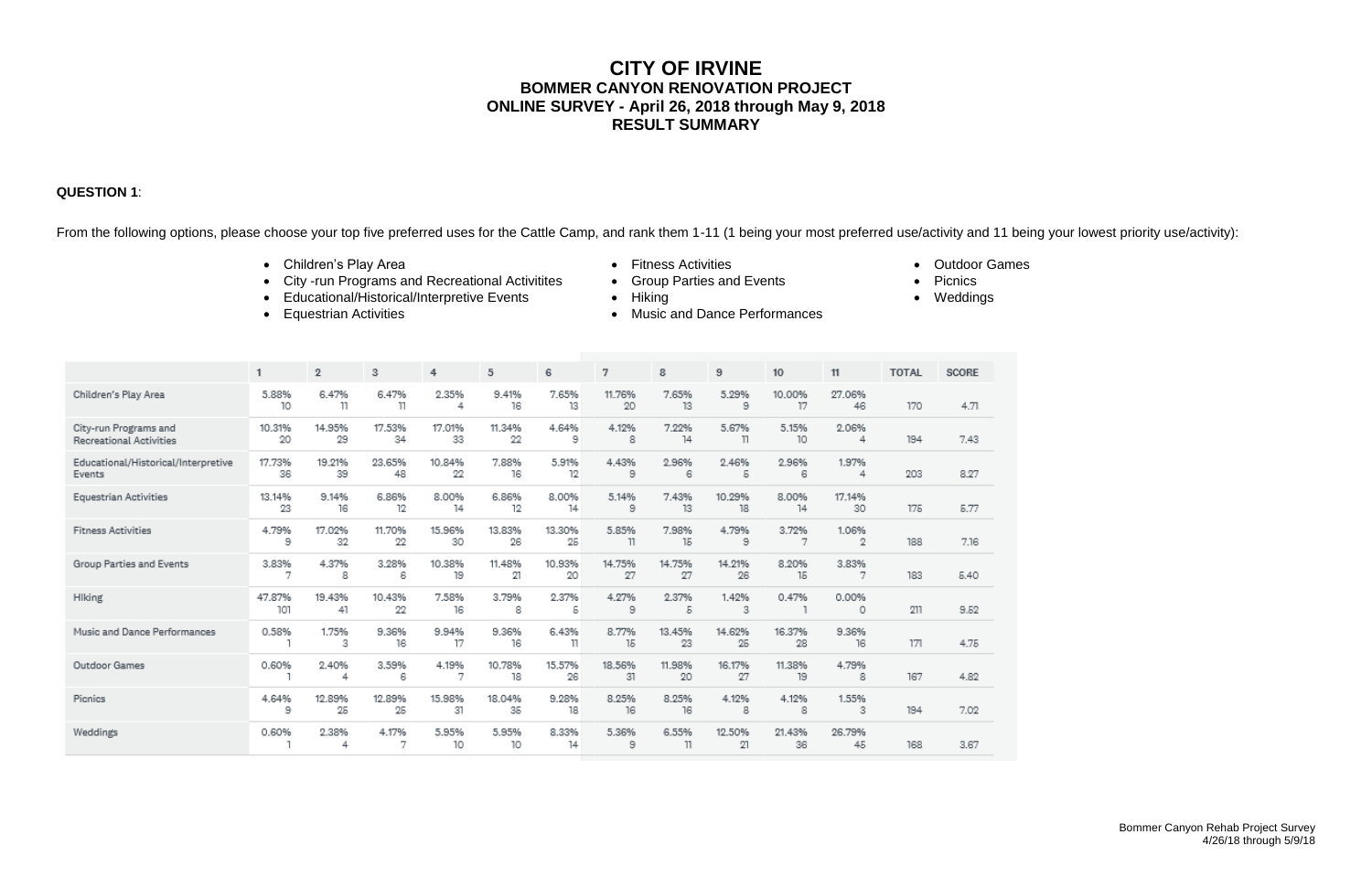# CITY OF IRVINE

## BOMMER CANYON RENOVATION PROJECT

## ONLINE SURVEY - April 26, 2018 through May 9, 2018

## RESULT SUMMARY

**QUESTION 1**:

From the following options, please choose your top five preferred uses for the Cattle Camp, and rank them 1-11 (1 being your most preferred use/activity and 11 being your lowest priority use/activity):

- Children's Play Area
- City -run Programs and Recreational Activitites
- Educational/Historical/Interpretive Events
- Equestrian Activities
- Fitness Activities
- Group Parties and Events
- Hiking
- Music and Dance Performances
- Outdoor Games
- Picnics
- Weddings

| | 1 | 2 | 3 | 4 | 5 | 6 | 7 | 8 | 9 | 10 | 11 | TOTAL | SCORE |
|---|---|---|---|---|---|---|---|---|---|---|---|---|---|
| Children's Play Area | 5.88% 10 | 6.47% 11 | 6.47% 11 | 2.35% 4 | 9.41% 16 | 7.65% 13 | 11.76% 20 | 7.65% 13 | 5.29% 9 | 10.00% 17 | 27.06% 46 | 170 | 4.71 |
| City-run Programs and Recreational Activities | 10.31% 20 | 14.95% 29 | 17.53% 34 | 17.01% 33 | 11.34% 22 | 4.64% 9 | 4.12% 8 | 7.22% 14 | 5.67% 11 | 5.15% 10 | 2.06% 4 | 194 | 7.43 |
| Educational/Historical/Interpretive Events | 17.73% 36 | 19.21% 39 | 23.65% 48 | 10.84% 22 | 7.88% 16 | 5.91% 12 | 4.43% 9 | 2.96% 6 | 2.46% 5 | 2.96% 6 | 1.97% 4 | 203 | 8.27 |
| Equestrian Activities | 13.14% 23 | 9.14% 16 | 6.86% 12 | 8.00% 14 | 6.86% 12 | 8.00% 14 | 5.14% 9 | 7.43% 13 | 10.29% 18 | 8.00% 14 | 17.14% 30 | 175 | 5.77 |
| Fitness Activities | 4.79% 9 | 17.02% 32 | 11.70% 22 | 15.96% 30 | 13.83% 26 | 13.30% 25 | 5.85% 11 | 7.98% 15 | 4.79% 9 | 3.72% 7 | 1.06% 2 | 188 | 7.16 |
| Group Parties and Events | 3.83% 7 | 4.37% 8 | 3.28% 6 | 10.38% 19 | 11.48% 21 | 10.93% 20 | 14.75% 27 | 14.75% 27 | 14.21% 26 | 8.20% 15 | 3.83% 7 | 183 | 5.40 |
| Hiking | 47.87% 101 | 19.43% 41 | 10.43% 22 | 7.58% 16 | 3.79% 8 | 2.37% 5 | 4.27% 9 | 2.37% 5 | 1.42% 3 | 0.47% 1 | 0.00% 0 | 211 | 9.52 |
| Music and Dance Performances | 0.58% 1 | 1.75% 3 | 9.36% 16 | 9.94% 17 | 9.36% 16 | 6.43% 11 | 8.77% 15 | 13.45% 23 | 14.62% 25 | 16.37% 28 | 9.36% 16 | 171 | 4.75 |
| Outdoor Games | 0.60% 1 | 2.40% 4 | 3.59% 6 | 4.19% 7 | 10.78% 18 | 15.57% 26 | 18.56% 31 | 11.98% 20 | 16.17% 27 | 11.38% 19 | 4.79% 8 | 167 | 4.82 |
| Picnics | 4.64% 9 | 12.89% 25 | 12.89% 25 | 15.98% 31 | 18.04% 35 | 9.28% 18 | 8.25% 16 | 8.25% 16 | 4.12% 8 | 4.12% 8 | 1.55% 3 | 194 | 7.02 |
| Weddings | 0.60% 1 | 2.38% 4 | 4.17% 7 | 5.95% 10 | 5.95% 10 | 8.33% 14 | 5.36% 9 | 6.55% 11 | 12.50% 21 | 21.43% 36 | 26.79% 45 | 168 | 3.67 |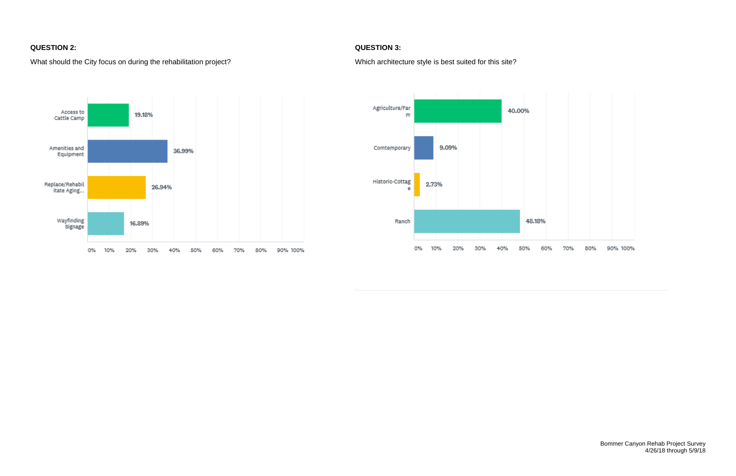**QUESTION 2:**

What should the City focus on during the rehabilitation project?

| Answer | Percentage |
| --- | --- |
| Access to Cattle Camp | 19.18% |
| Amenities and Equipment | 36.99% |
| Replace/Rehabilitate Aging... | 26.94% |
| Wayfinding Signage | 16.89% |

**QUESTION 3:**

Which architecture style is best suited for this site?

| Answer | Percentage |
| --- | --- |
| Agriculture/Farm | 40.00% |
| Comtemporary | 9.09% |
| Historic-Cottage | 2.73% |
| Ranch | 48.18% |

Bommer Canyon Rehab Project Survey
4/26/18 through 5/9/18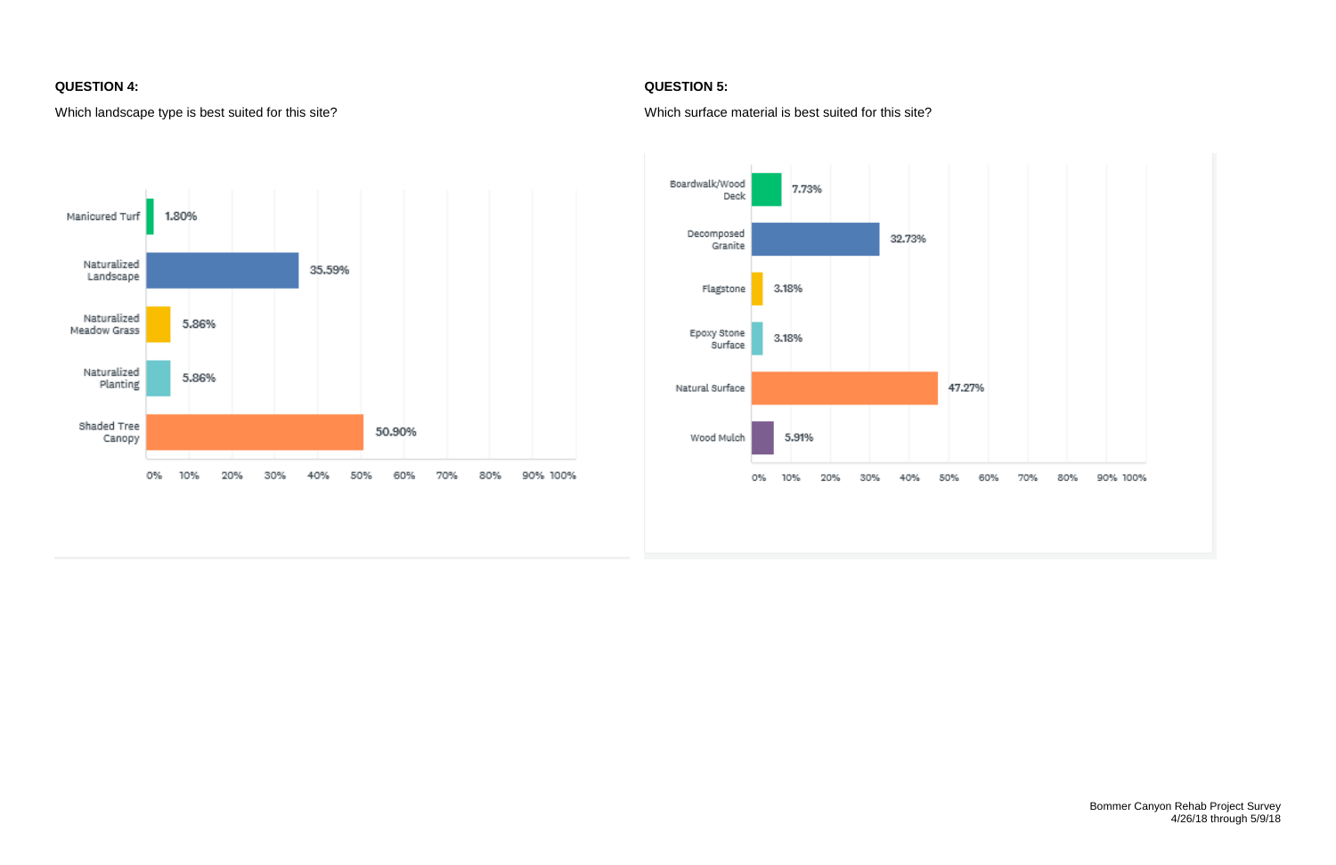**QUESTION 4:**

Which landscape type is best suited for this site?

| Response | Percentage |
| --- | --- |
| Manicured Turf | 1.80% |
| Naturalized Landscape | 35.59% |
| Naturalized Meadow Grass | 5.86% |
| Naturalized Planting | 5.86% |
| Shaded Tree Canopy | 50.90% |

**QUESTION 5:**

Which surface material is best suited for this site?

| Response | Percentage |
| --- | --- |
| Boardwalk/Wood Deck | 7.73% |
| Decomposed Granite | 32.73% |
| Flagstone | 3.18% |
| Epoxy Stone Surface | 3.18% |
| Natural Surface | 47.27% |
| Wood Mulch | 5.91% |

Bommer Canyon Rehab Project Survey
4/26/18 through 5/9/18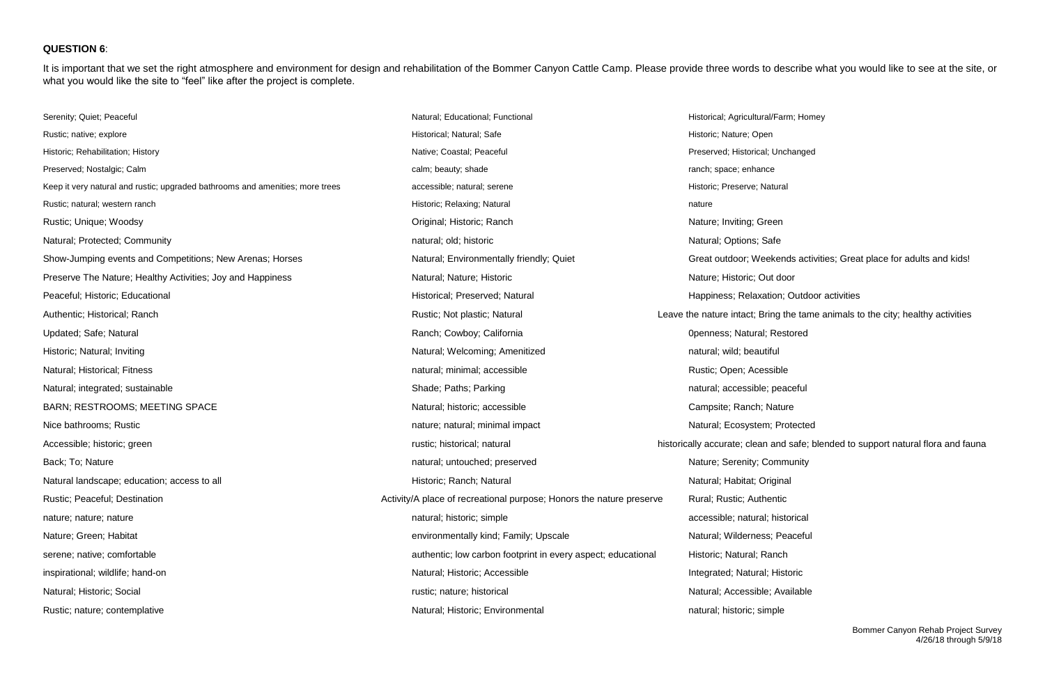**QUESTION 6**:

It is important that we set the right atmosphere and environment for design and rehabilitation of the Bommer Canyon Cattle Camp. Please provide three words to describe what you would like to see at the site, or what you would like the site to "feel" like after the project is complete.

Serenity; Quiet; Peaceful

Rustic; native; explore

Historic; Rehabilitation; History

Preserved; Nostalgic; Calm

Keep it very natural and rustic; upgraded bathrooms and amenities; more trees

Rustic; natural; western ranch

Rustic; Unique; Woodsy

Natural; Protected; Community

Show-Jumping events and Competitions; New Arenas; Horses

Preserve The Nature; Healthy Activities; Joy and Happiness

Peaceful; Historic; Educational

Authentic; Historical; Ranch

Updated; Safe; Natural

Historic; Natural; Inviting

Natural; Historical; Fitness

Natural; integrated; sustainable

BARN; RESTROOMS; MEETING SPACE

Nice bathrooms; Rustic

Accessible; historic; green

Back; To; Nature

Natural landscape; education; access to all

Rustic; Peaceful; Destination

nature; nature; nature

Nature; Green; Habitat

serene; native; comfortable

inspirational; wildlife; hand-on

Natural; Historic; Social

Rustic; nature; contemplative

Natural; Educational; Functional

Historical; Natural; Safe

Native; Coastal; Peaceful

calm; beauty; shade

accessible; natural; serene

Historic; Relaxing; Natural

Original; Historic; Ranch

natural; old; historic

Natural; Environmentally friendly; Quiet

Natural; Nature; Historic

Historical; Preserved; Natural

Rustic; Not plastic; Natural

Ranch; Cowboy; California

Natural; Welcoming; Amenitized

natural; minimal; accessible

Shade; Paths; Parking

Natural; historic; accessible

nature; natural; minimal impact

rustic; historical; natural

natural; untouched; preserved

Historic; Ranch; Natural

Activity/A place of recreational purpose; Honors the nature preserve

natural; historic; simple

environmentally kind; Family; Upscale

authentic; low carbon footprint in every aspect; educational

Natural; Historic; Accessible

rustic; nature; historical

Natural; Historic; Environmental

Historical; Agricultural/Farm; Homey

Historic; Nature; Open

Preserved; Historical; Unchanged

ranch; space; enhance

Historic; Preserve; Natural

nature

Nature; Inviting; Green

Natural; Options; Safe

Great outdoor; Weekends activities; Great place for adults and kids!

Nature; Historic; Out door

Happiness; Relaxation; Outdoor activities

Leave the nature intact; Bring the tame animals to the city; healthy activities

0penness; Natural; Restored

natural; wild; beautiful

Rustic; Open; Acessible

natural; accessible; peaceful

Campsite; Ranch; Nature

Natural; Ecosystem; Protected

historically accurate; clean and safe; blended to support natural flora and fauna

Nature; Serenity; Community

Natural; Habitat; Original

Rural; Rustic; Authentic

accessible; natural; historical

Natural; Wilderness; Peaceful

Historic; Natural; Ranch

Integrated; Natural; Historic

Natural; Accessible; Available

natural; historic; simple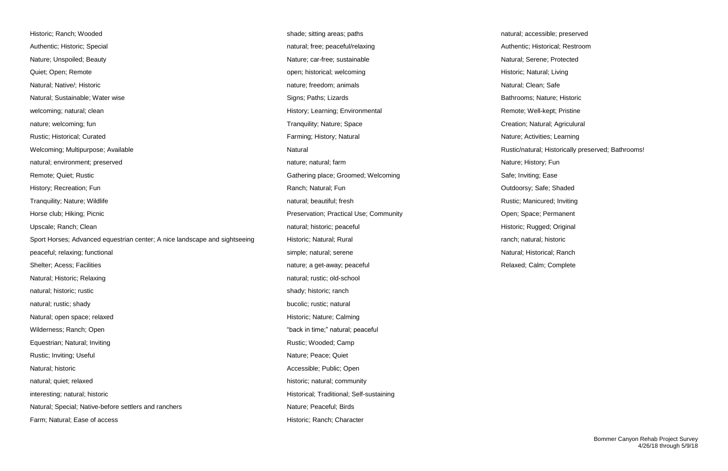Historic; Ranch; Wooded

Authentic; Historic; Special

Nature; Unspoiled; Beauty

Quiet; Open; Remote

Natural; Native/; Historic

Natural; Sustainable; Water wise

welcoming; natural; clean

nature; welcoming; fun

Rustic; Historical; Curated

Welcoming; Multipurpose; Available

natural; environment; preserved

Remote; Quiet; Rustic

History; Recreation; Fun

Tranquility; Nature; Wildlife

Horse club; Hiking; Picnic

Upscale; Ranch; Clean

Sport Horses; Advanced equestrian center; A nice landscape and sightseeing

peaceful; relaxing; functional

Shelter; Acess; Facilities

Natural; Historic; Relaxing

natural; historic; rustic

natural; rustic; shady

Natural; open space; relaxed

Wilderness; Ranch; Open

Equestrian; Natural; Inviting

Rustic; Inviting; Useful

Natural; historic

natural; quiet; relaxed

interesting; natural; historic

Natural; Special; Native-before settlers and ranchers

Farm; Natural; Ease of access

shade; sitting areas; paths

natural; free; peaceful/relaxing

Nature; car-free; sustainable

open; historical; welcoming

nature; freedom; animals

Signs; Paths; Lizards

History; Learning; Environmental

Tranquility; Nature; Space

Farming; History; Natural

Natural

nature; natural; farm

Gathering place; Groomed; Welcoming

Ranch; Natural; Fun

natural; beautiful; fresh

Preservation; Practical Use; Community

natural; historic; peaceful

Historic; Natural; Rural

simple; natural; serene

nature; a get-away; peaceful

natural; rustic; old-school

shady; historic; ranch

bucolic; rustic; natural

Historic; Nature; Calming

"back in time;" natural; peaceful

Rustic; Wooded; Camp

Nature; Peace; Quiet

Accessible; Public; Open

historic; natural; community

Historical; Traditional; Self-sustaining

Nature; Peaceful; Birds

Historic; Ranch; Character

natural; accessible; preserved

Authentic; Historical; Restroom

Natural; Serene; Protected

Historic; Natural; Living

Natural; Clean; Safe

Bathrooms; Nature; Historic

Remote; Well-kept; Pristine

Creation; Natural; Agriculural

Nature; Activities; Learning

Rustic/natural; Historically preserved; Bathrooms!

Nature; History; Fun

Safe; Inviting; Ease

Outdoorsy; Safe; Shaded

Rustic; Manicured; Inviting

Open; Space; Permanent

Historic; Rugged; Original

ranch; natural; historic

Natural; Historical; Ranch

Relaxed; Calm; Complete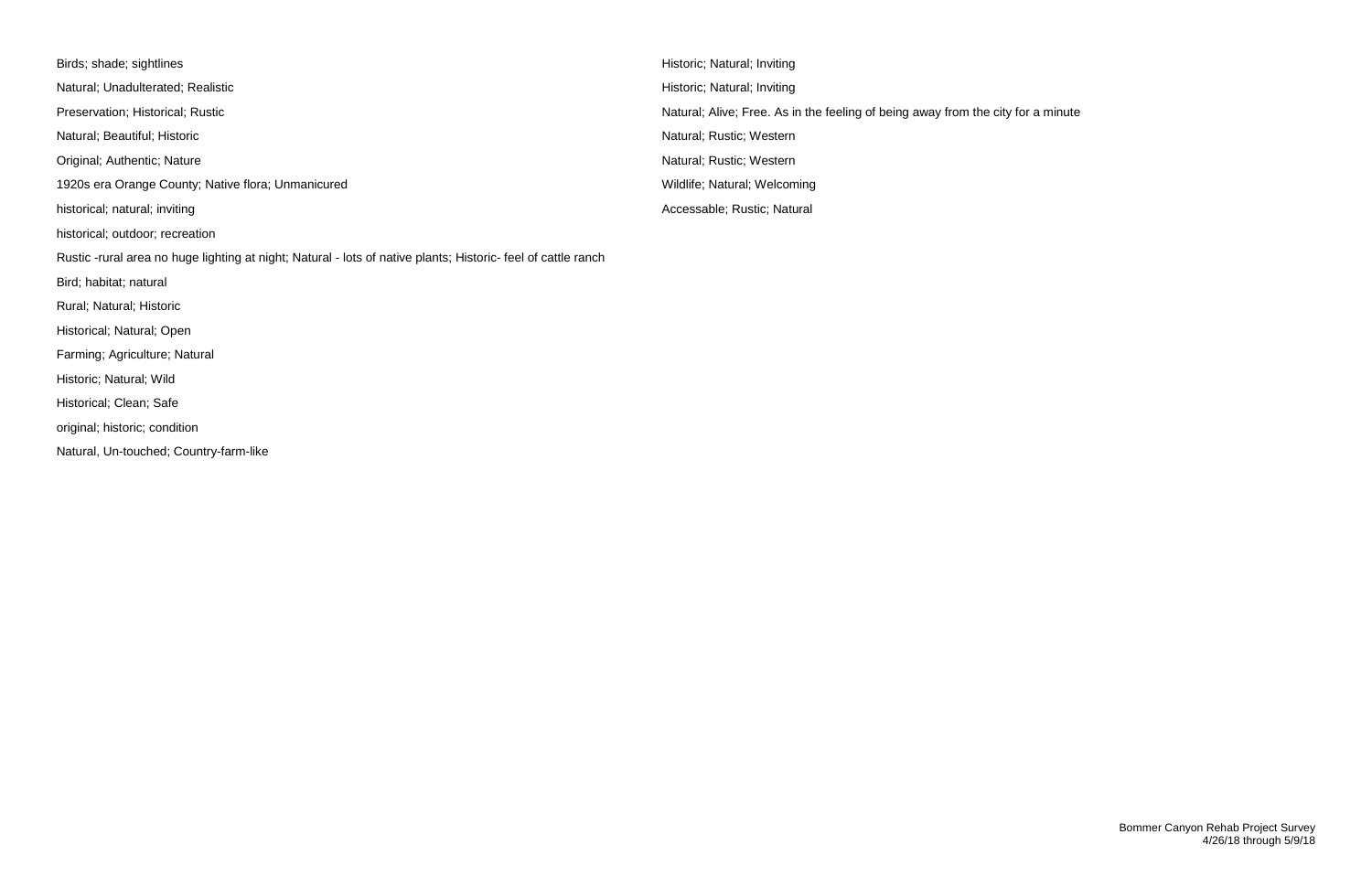Birds; shade; sightlines

Natural; Unadulterated; Realistic

Preservation; Historical; Rustic

Natural; Beautiful; Historic

Original; Authentic; Nature

1920s era Orange County; Native flora; Unmanicured

historical; natural; inviting

historical; outdoor; recreation

Rustic -rural area no huge lighting at night; Natural - lots of native plants; Historic- feel of cattle ranch

Bird; habitat; natural

Rural; Natural; Historic

Historical; Natural; Open

Farming; Agriculture; Natural

Historic; Natural; Wild

Historical; Clean; Safe

original; historic; condition

Natural, Un-touched; Country-farm-like

Historic; Natural; Inviting

Historic; Natural; Inviting

Natural; Alive; Free. As in the feeling of being away from the city for a minute

Natural; Rustic; Western

Natural; Rustic; Western

Wildlife; Natural; Welcoming

Accessable; Rustic; Natural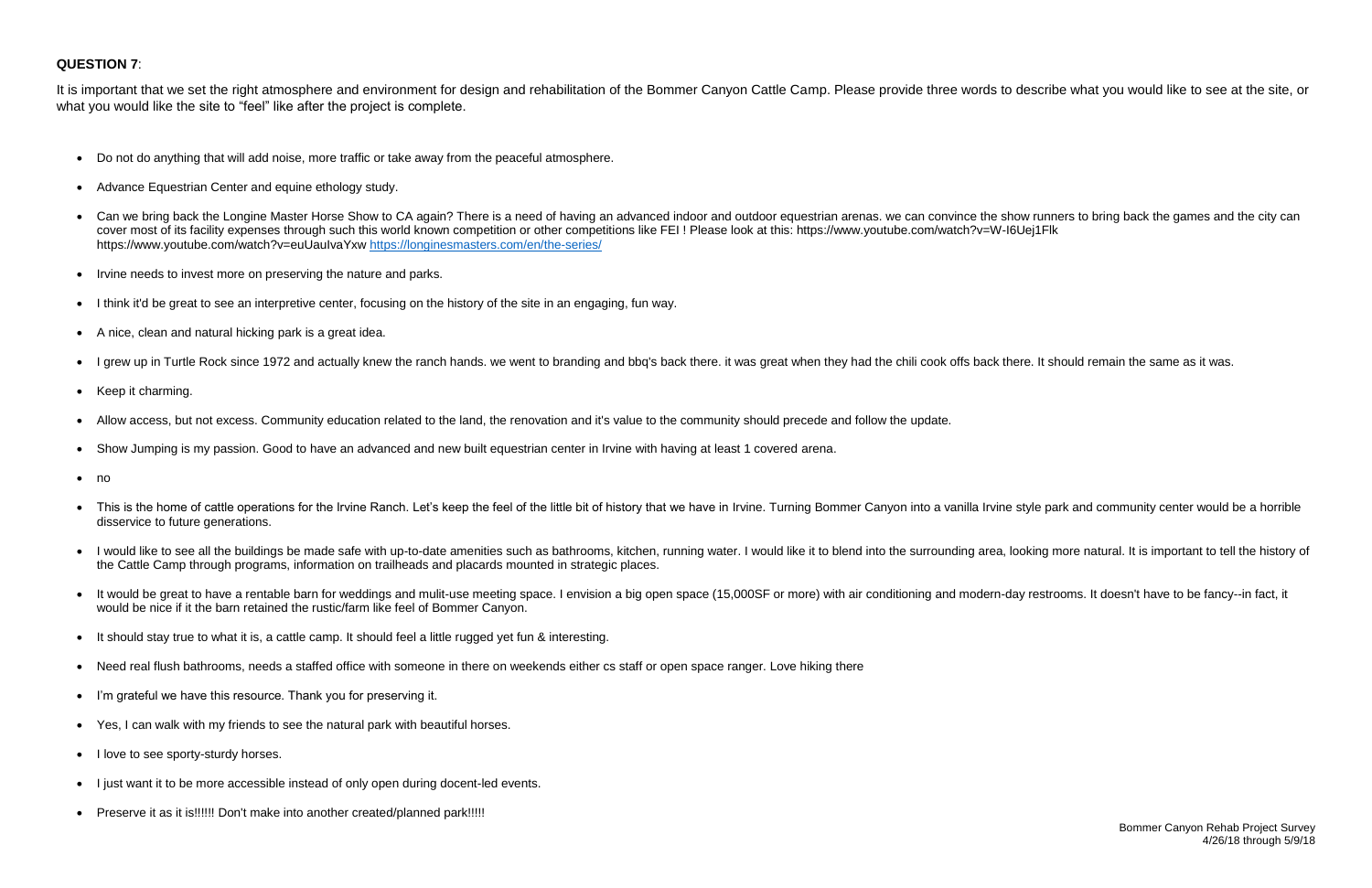**QUESTION 7**:

It is important that we set the right atmosphere and environment for design and rehabilitation of the Bommer Canyon Cattle Camp. Please provide three words to describe what you would like to see at the site, or what you would like the site to "feel" like after the project is complete.

- Do not do anything that will add noise, more traffic or take away from the peaceful atmosphere.
- Advance Equestrian Center and equine ethology study.
- Can we bring back the Longine Master Horse Show to CA again? There is a need of having an advanced indoor and outdoor equestrian arenas. we can convince the show runners to bring back the games and the city can cover most of its facility expenses through such this world known competition or other competitions like FEI ! Please look at this: https://www.youtube.com/watch?v=W-I6Uej1Flk https://www.youtube.com/watch?v=euUauIvaYxw https://longinesmasters.com/en/the-series/
- Irvine needs to invest more on preserving the nature and parks.
- I think it'd be great to see an interpretive center, focusing on the history of the site in an engaging, fun way.
- A nice, clean and natural hicking park is a great idea.
- I grew up in Turtle Rock since 1972 and actually knew the ranch hands. we went to branding and bbq's back there. it was great when they had the chili cook offs back there. It should remain the same as it was.
- Keep it charming.
- Allow access, but not excess. Community education related to the land, the renovation and it's value to the community should precede and follow the update.
- Show Jumping is my passion. Good to have an advanced and new built equestrian center in Irvine with having at least 1 covered arena.
- no
- This is the home of cattle operations for the Irvine Ranch. Let's keep the feel of the little bit of history that we have in Irvine. Turning Bommer Canyon into a vanilla Irvine style park and community center would be a horrible disservice to future generations.
- I would like to see all the buildings be made safe with up-to-date amenities such as bathrooms, kitchen, running water. I would like it to blend into the surrounding area, looking more natural. It is important to tell the history of the Cattle Camp through programs, information on trailheads and placards mounted in strategic places.
- It would be great to have a rentable barn for weddings and mulit-use meeting space. I envision a big open space (15,000SF or more) with air conditioning and modern-day restrooms. It doesn't have to be fancy--in fact, it would be nice if it the barn retained the rustic/farm like feel of Bommer Canyon.
- It should stay true to what it is, a cattle camp. It should feel a little rugged yet fun & interesting.
- Need real flush bathrooms, needs a staffed office with someone in there on weekends either cs staff or open space ranger. Love hiking there
- I'm grateful we have this resource. Thank you for preserving it.
- Yes, I can walk with my friends to see the natural park with beautiful horses.
- I love to see sporty-sturdy horses.
- I just want it to be more accessible instead of only open during docent-led events.
- Preserve it as it is!!!!!! Don't make into another created/planned park!!!!!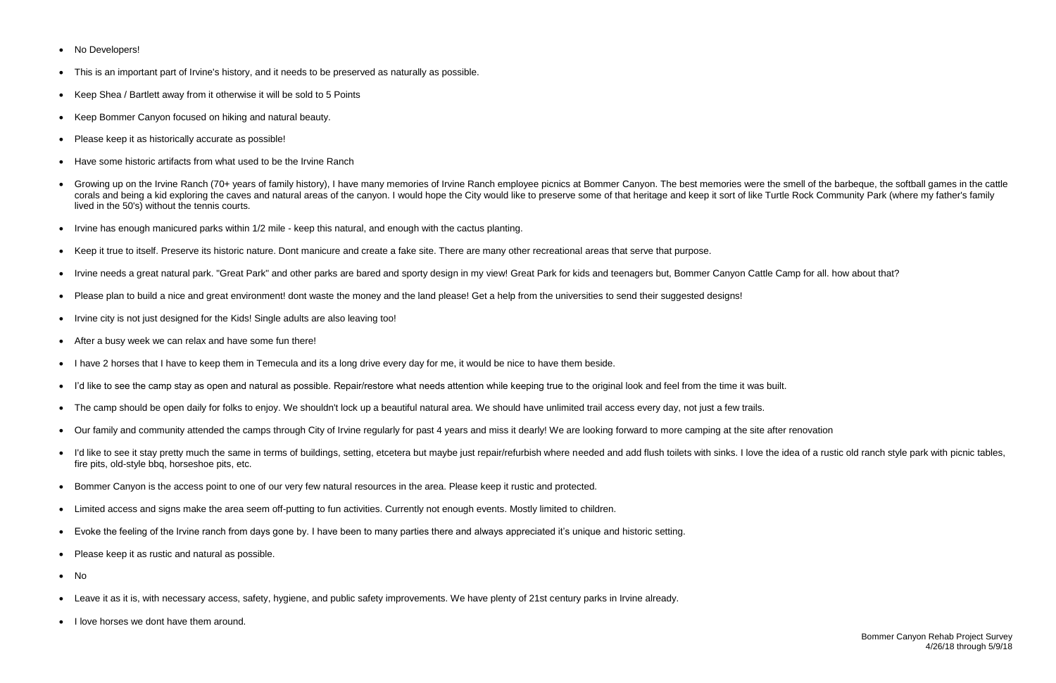- No Developers!
- This is an important part of Irvine's history, and it needs to be preserved as naturally as possible.
- Keep Shea / Bartlett away from it otherwise it will be sold to 5 Points
- Keep Bommer Canyon focused on hiking and natural beauty.
- Please keep it as historically accurate as possible!
- Have some historic artifacts from what used to be the Irvine Ranch
- Growing up on the Irvine Ranch (70+ years of family history), I have many memories of Irvine Ranch employee picnics at Bommer Canyon. The best memories were the smell of the barbeque, the softball games in the cattle corals and being a kid exploring the caves and natural areas of the canyon. I would hope the City would like to preserve some of that heritage and keep it sort of like Turtle Rock Community Park (where my father's family lived in the 50's) without the tennis courts.
- Irvine has enough manicured parks within 1/2 mile - keep this natural, and enough with the cactus planting.
- Keep it true to itself. Preserve its historic nature. Dont manicure and create a fake site. There are many other recreational areas that serve that purpose.
- Irvine needs a great natural park. "Great Park" and other parks are bared and sporty design in my view! Great Park for kids and teenagers but, Bommer Canyon Cattle Camp for all. how about that?
- Please plan to build a nice and great environment! dont waste the money and the land please! Get a help from the universities to send their suggested designs!
- Irvine city is not just designed for the Kids! Single adults are also leaving too!
- After a busy week we can relax and have some fun there!
- I have 2 horses that I have to keep them in Temecula and its a long drive every day for me, it would be nice to have them beside.
- I'd like to see the camp stay as open and natural as possible. Repair/restore what needs attention while keeping true to the original look and feel from the time it was built.
- The camp should be open daily for folks to enjoy. We shouldn't lock up a beautiful natural area. We should have unlimited trail access every day, not just a few trails.
- Our family and community attended the camps through City of Irvine regularly for past 4 years and miss it dearly! We are looking forward to more camping at the site after renovation
- I'd like to see it stay pretty much the same in terms of buildings, setting, etcetera but maybe just repair/refurbish where needed and add flush toilets with sinks. I love the idea of a rustic old ranch style park with picnic tables, fire pits, old-style bbq, horseshoe pits, etc.
- Bommer Canyon is the access point to one of our very few natural resources in the area. Please keep it rustic and protected.
- Limited access and signs make the area seem off-putting to fun activities. Currently not enough events. Mostly limited to children.
- Evoke the feeling of the Irvine ranch from days gone by. I have been to many parties there and always appreciated it's unique and historic setting.
- Please keep it as rustic and natural as possible.
- No
- Leave it as it is, with necessary access, safety, hygiene, and public safety improvements. We have plenty of 21st century parks in Irvine already.
- I love horses we dont have them around.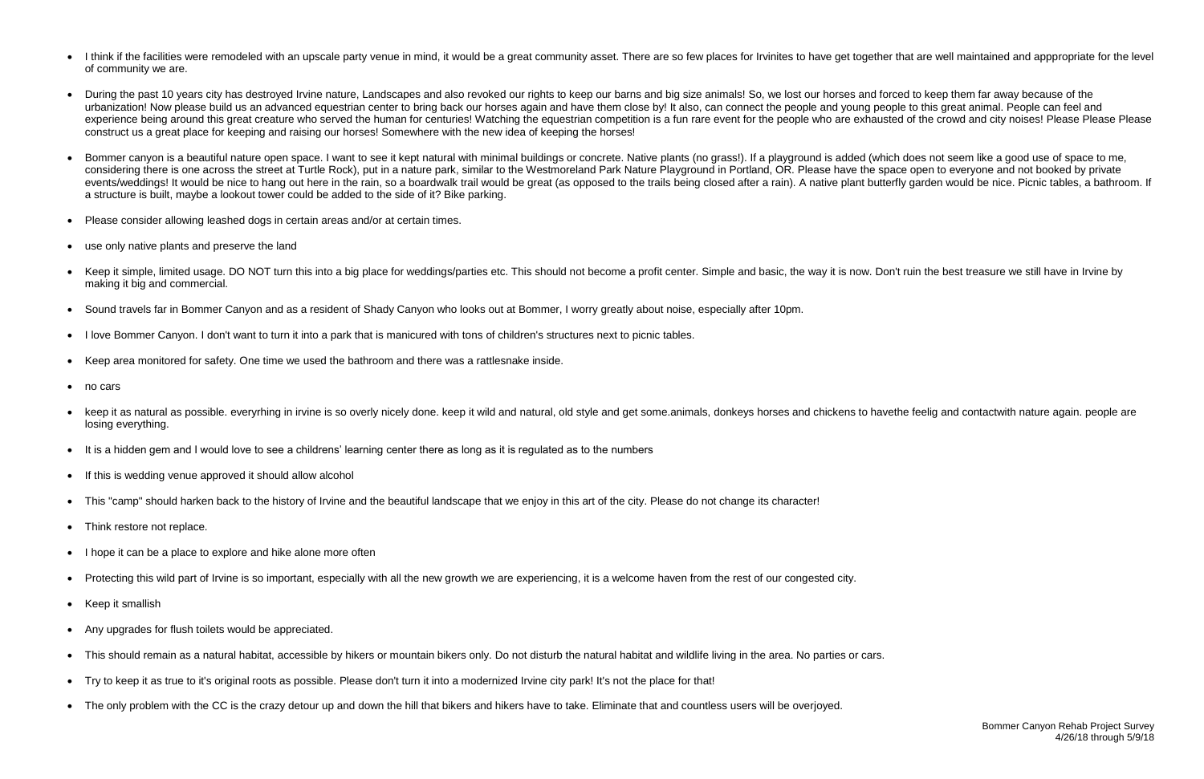- I think if the facilities were remodeled with an upscale party venue in mind, it would be a great community asset. There are so few places for Irvinites to have get together that are well maintained and apppropriate for the level of community we are.
- During the past 10 years city has destroyed Irvine nature, Landscapes and also revoked our rights to keep our barns and big size animals! So, we lost our horses and forced to keep them far away because of the urbanization! Now please build us an advanced equestrian center to bring back our horses again and have them close by! It also, can connect the people and young people to this great animal. People can feel and experience being around this great creature who served the human for centuries! Watching the equestrian competition is a fun rare event for the people who are exhausted of the crowd and city noises! Please Please Please construct us a great place for keeping and raising our horses! Somewhere with the new idea of keeping the horses!
- Bommer canyon is a beautiful nature open space. I want to see it kept natural with minimal buildings or concrete. Native plants (no grass!). If a playground is added (which does not seem like a good use of space to me, considering there is one across the street at Turtle Rock), put in a nature park, similar to the Westmoreland Park Nature Playground in Portland, OR. Please have the space open to everyone and not booked by private events/weddings! It would be nice to hang out here in the rain, so a boardwalk trail would be great (as opposed to the trails being closed after a rain). A native plant butterfly garden would be nice. Picnic tables, a bathroom. If a structure is built, maybe a lookout tower could be added to the side of it? Bike parking.
- Please consider allowing leashed dogs in certain areas and/or at certain times.
- use only native plants and preserve the land
- Keep it simple, limited usage. DO NOT turn this into a big place for weddings/parties etc. This should not become a profit center. Simple and basic, the way it is now. Don't ruin the best treasure we still have in Irvine by making it big and commercial.
- Sound travels far in Bommer Canyon and as a resident of Shady Canyon who looks out at Bommer, I worry greatly about noise, especially after 10pm.
- I love Bommer Canyon. I don't want to turn it into a park that is manicured with tons of children's structures next to picnic tables.
- Keep area monitored for safety. One time we used the bathroom and there was a rattlesnake inside.
- no cars
- keep it as natural as possible. everyrhing in irvine is so overly nicely done. keep it wild and natural, old style and get some.animals, donkeys horses and chickens to havethe feelig and contactwith nature again. people are losing everything.
- It is a hidden gem and I would love to see a childrens' learning center there as long as it is regulated as to the numbers
- If this is wedding venue approved it should allow alcohol
- This "camp" should harken back to the history of Irvine and the beautiful landscape that we enjoy in this art of the city. Please do not change its character!
- Think restore not replace.
- I hope it can be a place to explore and hike alone more often
- Protecting this wild part of Irvine is so important, especially with all the new growth we are experiencing, it is a welcome haven from the rest of our congested city.
- Keep it smallish
- Any upgrades for flush toilets would be appreciated.
- This should remain as a natural habitat, accessible by hikers or mountain bikers only. Do not disturb the natural habitat and wildlife living in the area. No parties or cars.
- Try to keep it as true to it's original roots as possible. Please don't turn it into a modernized Irvine city park! It's not the place for that!
- The only problem with the CC is the crazy detour up and down the hill that bikers and hikers have to take. Eliminate that and countless users will be overjoyed.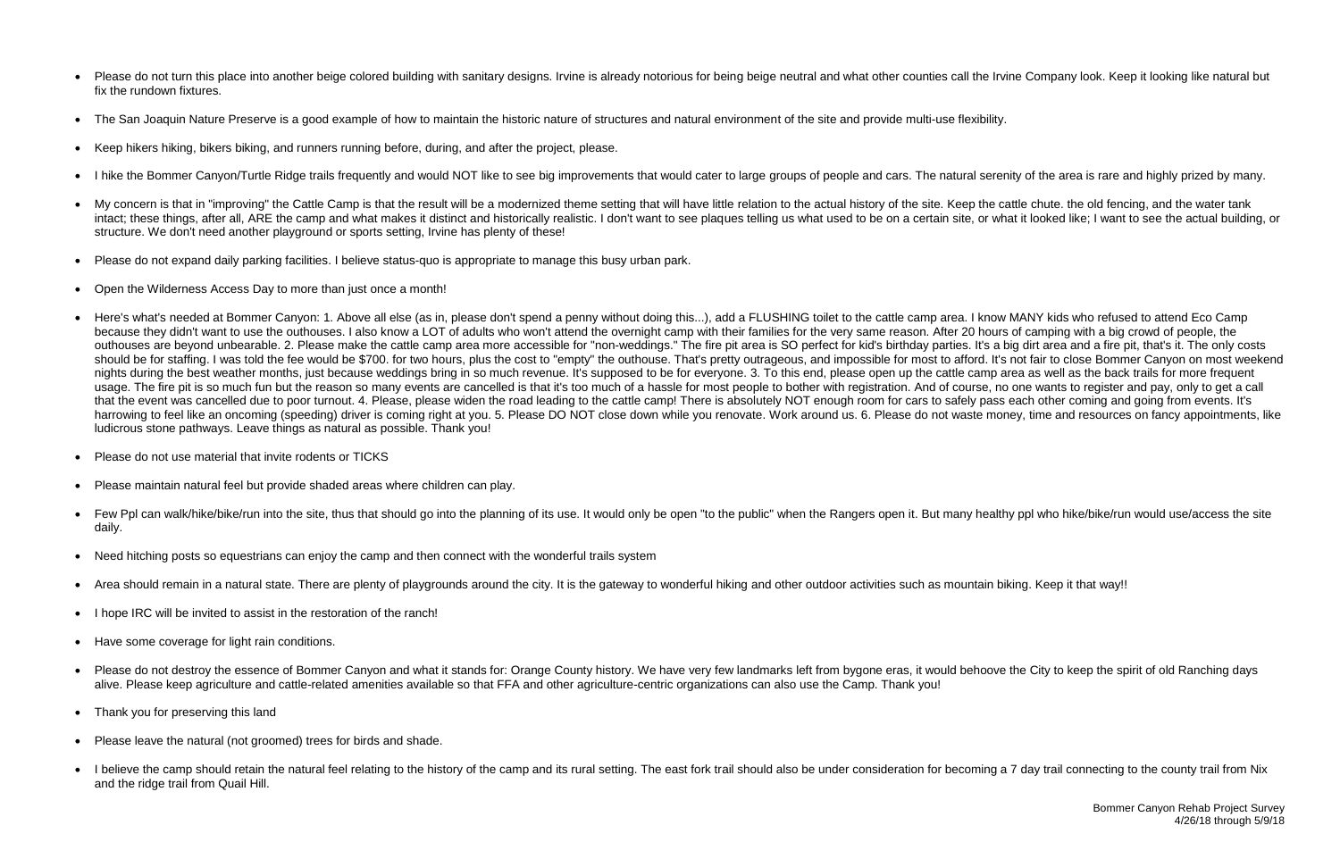- Please do not turn this place into another beige colored building with sanitary designs. Irvine is already notorious for being beige neutral and what other counties call the Irvine Company look. Keep it looking like natural but fix the rundown fixtures.

- The San Joaquin Nature Preserve is a good example of how to maintain the historic nature of structures and natural environment of the site and provide multi-use flexibility.

- Keep hikers hiking, bikers biking, and runners running before, during, and after the project, please.

- I hike the Bommer Canyon/Turtle Ridge trails frequently and would NOT like to see big improvements that would cater to large groups of people and cars. The natural serenity of the area is rare and highly prized by many.

- My concern is that in "improving" the Cattle Camp is that the result will be a modernized theme setting that will have little relation to the actual history of the site. Keep the cattle chute. the old fencing, and the water tank intact; these things, after all, ARE the camp and what makes it distinct and historically realistic. I don't want to see plaques telling us what used to be on a certain site, or what it looked like; I want to see the actual building, or structure. We don't need another playground or sports setting, Irvine has plenty of these!

- Please do not expand daily parking facilities. I believe status-quo is appropriate to manage this busy urban park.

- Open the Wilderness Access Day to more than just once a month!

- Here's what's needed at Bommer Canyon: 1. Above all else (as in, please don't spend a penny without doing this...), add a FLUSHING toilet to the cattle camp area. I know MANY kids who refused to attend Eco Camp because they didn't want to use the outhouses. I also know a LOT of adults who won't attend the overnight camp with their families for the very same reason. After 20 hours of camping with a big crowd of people, the outhouses are beyond unbearable. 2. Please make the cattle camp area more accessible for "non-weddings." The fire pit area is SO perfect for kid's birthday parties. It's a big dirt area and a fire pit, that's it. The only costs should be for staffing. I was told the fee would be $700. for two hours, plus the cost to "empty" the outhouse. That's pretty outrageous, and impossible for most to afford. It's not fair to close Bommer Canyon on most weekend nights during the best weather months, just because weddings bring in so much revenue. It's supposed to be for everyone. 3. To this end, please open up the cattle camp area as well as the back trails for more frequent usage. The fire pit is so much fun but the reason so many events are cancelled is that it's too much of a hassle for most people to bother with registration. And of course, no one wants to register and pay, only to get a call that the event was cancelled due to poor turnout. 4. Please, please widen the road leading to the cattle camp! There is absolutely NOT enough room for cars to safely pass each other coming and going from events. It's harrowing to feel like an oncoming (speeding) driver is coming right at you. 5. Please DO NOT close down while you renovate. Work around us. 6. Please do not waste money, time and resources on fancy appointments, like ludicrous stone pathways. Leave things as natural as possible. Thank you!

- Please do not use material that invite rodents or TICKS

- Please maintain natural feel but provide shaded areas where children can play.

- Few Ppl can walk/hike/bike/run into the site, thus that should go into the planning of its use. It would only be open "to the public" when the Rangers open it. But many healthy ppl who hike/bike/run would use/access the site daily.

- Need hitching posts so equestrians can enjoy the camp and then connect with the wonderful trails system

- Area should remain in a natural state. There are plenty of playgrounds around the city. It is the gateway to wonderful hiking and other outdoor activities such as mountain biking. Keep it that way!!

- I hope IRC will be invited to assist in the restoration of the ranch!

- Have some coverage for light rain conditions.

- Please do not destroy the essence of Bommer Canyon and what it stands for: Orange County history. We have very few landmarks left from bygone eras, it would behoove the City to keep the spirit of old Ranching days alive. Please keep agriculture and cattle-related amenities available so that FFA and other agriculture-centric organizations can also use the Camp. Thank you!

- Thank you for preserving this land

- Please leave the natural (not groomed) trees for birds and shade.

- I believe the camp should retain the natural feel relating to the history of the camp and its rural setting. The east fork trail should also be under consideration for becoming a 7 day trail connecting to the county trail from Nix and the ridge trail from Quail Hill.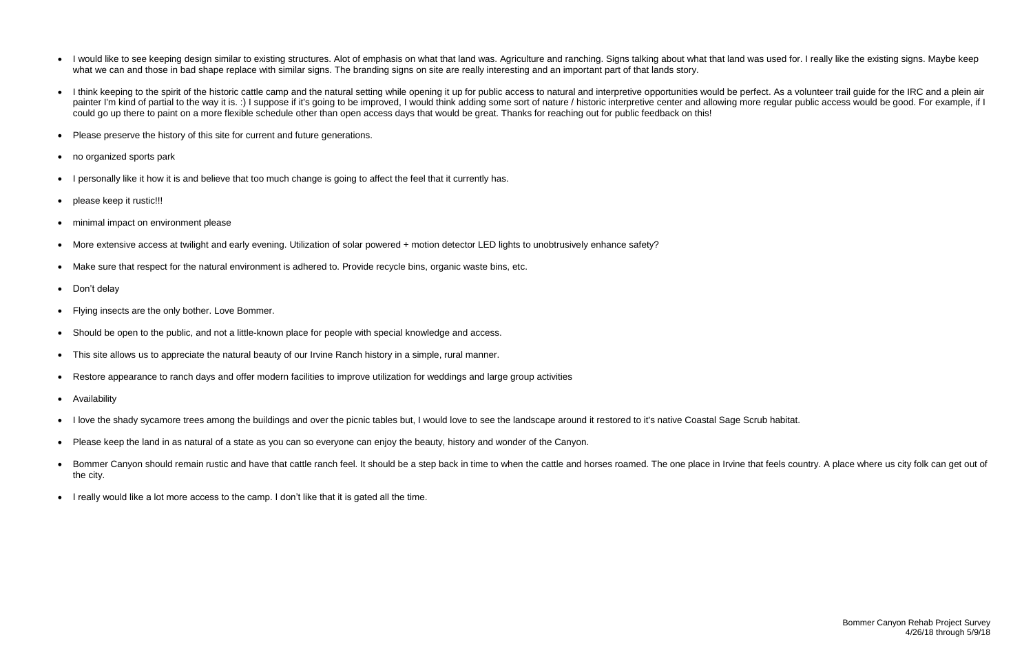- I would like to see keeping design similar to existing structures. Alot of emphasis on what that land was. Agriculture and ranching. Signs talking about what that land was used for. I really like the existing signs. Maybe keep what we can and those in bad shape replace with similar signs. The branding signs on site are really interesting and an important part of that lands story.

- I think keeping to the spirit of the historic cattle camp and the natural setting while opening it up for public access to natural and interpretive opportunities would be perfect. As a volunteer trail guide for the IRC and a plein air painter I'm kind of partial to the way it is. :) I suppose if it's going to be improved, I would think adding some sort of nature / historic interpretive center and allowing more regular public access would be good. For example, if I could go up there to paint on a more flexible schedule other than open access days that would be great. Thanks for reaching out for public feedback on this!

- Please preserve the history of this site for current and future generations.

- no organized sports park

- I personally like it how it is and believe that too much change is going to affect the feel that it currently has.

- please keep it rustic!!!

- minimal impact on environment please

- More extensive access at twilight and early evening. Utilization of solar powered + motion detector LED lights to unobtrusively enhance safety?

- Make sure that respect for the natural environment is adhered to. Provide recycle bins, organic waste bins, etc.

- Don't delay

- Flying insects are the only bother. Love Bommer.

- Should be open to the public, and not a little-known place for people with special knowledge and access.

- This site allows us to appreciate the natural beauty of our Irvine Ranch history in a simple, rural manner.

- Restore appearance to ranch days and offer modern facilities to improve utilization for weddings and large group activities

- Availability

- I love the shady sycamore trees among the buildings and over the picnic tables but, I would love to see the landscape around it restored to it's native Coastal Sage Scrub habitat.

- Please keep the land in as natural of a state as you can so everyone can enjoy the beauty, history and wonder of the Canyon.

- Bommer Canyon should remain rustic and have that cattle ranch feel. It should be a step back in time to when the cattle and horses roamed. The one place in Irvine that feels country. A place where us city folk can get out of the city.

- I really would like a lot more access to the camp. I don't like that it is gated all the time.

Bommer Canyon Rehab Project Survey
4/26/18 through 5/9/18